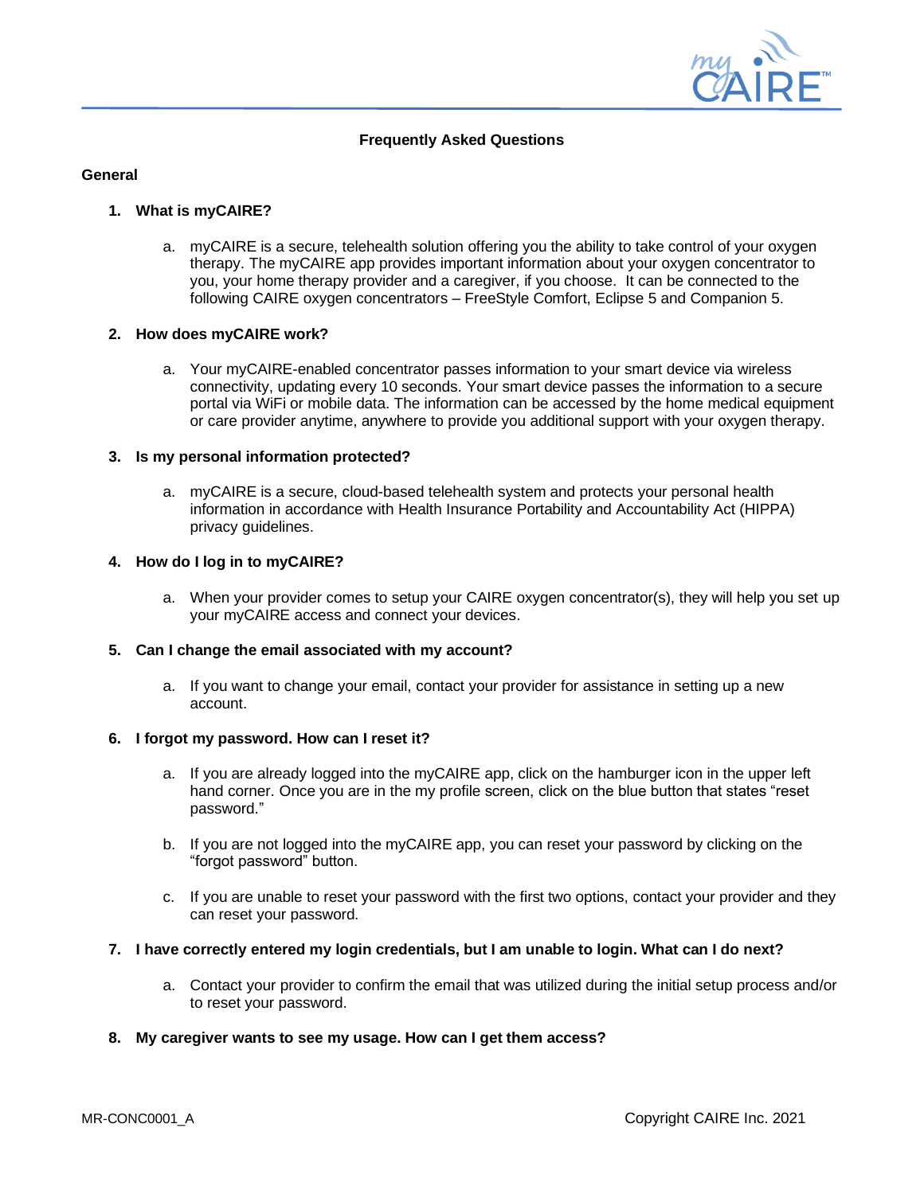## Frequently Asked Questions

### General

1. **What is myCAIRE?**

    a. myCAIRE is a secure, telehealth solution offering you the ability to take control of your oxygen therapy. The myCAIRE app provides important information about your oxygen concentrator to you, your home therapy provider and a caregiver, if you choose. It can be connected to the following CAIRE oxygen concentrators – FreeStyle Comfort, Eclipse 5 and Companion 5.

2. **How does myCAIRE work?**

    a. Your myCAIRE-enabled concentrator passes information to your smart device via wireless connectivity, updating every 10 seconds. Your smart device passes the information to a secure portal via WiFi or mobile data. The information can be accessed by the home medical equipment or care provider anytime, anywhere to provide you additional support with your oxygen therapy.

3. **Is my personal information protected?**

    a. myCAIRE is a secure, cloud-based telehealth system and protects your personal health information in accordance with Health Insurance Portability and Accountability Act (HIPPA) privacy guidelines.

4. **How do I log in to myCAIRE?**

    a. When your provider comes to setup your CAIRE oxygen concentrator(s), they will help you set up your myCAIRE access and connect your devices.

5. **Can I change the email associated with my account?**

    a. If you want to change your email, contact your provider for assistance in setting up a new account.

6. **I forgot my password. How can I reset it?**

    a. If you are already logged into the myCAIRE app, click on the hamburger icon in the upper left hand corner. Once you are in the my profile screen, click on the blue button that states "reset password."

    b. If you are not logged into the myCAIRE app, you can reset your password by clicking on the "forgot password" button.

    c. If you are unable to reset your password with the first two options, contact your provider and they can reset your password.

7. **I have correctly entered my login credentials, but I am unable to login. What can I do next?**

    a. Contact your provider to confirm the email that was utilized during the initial setup process and/or to reset your password.

8. **My caregiver wants to see my usage. How can I get them access?**

MR-CONC0001_A

Copyright CAIRE Inc. 2021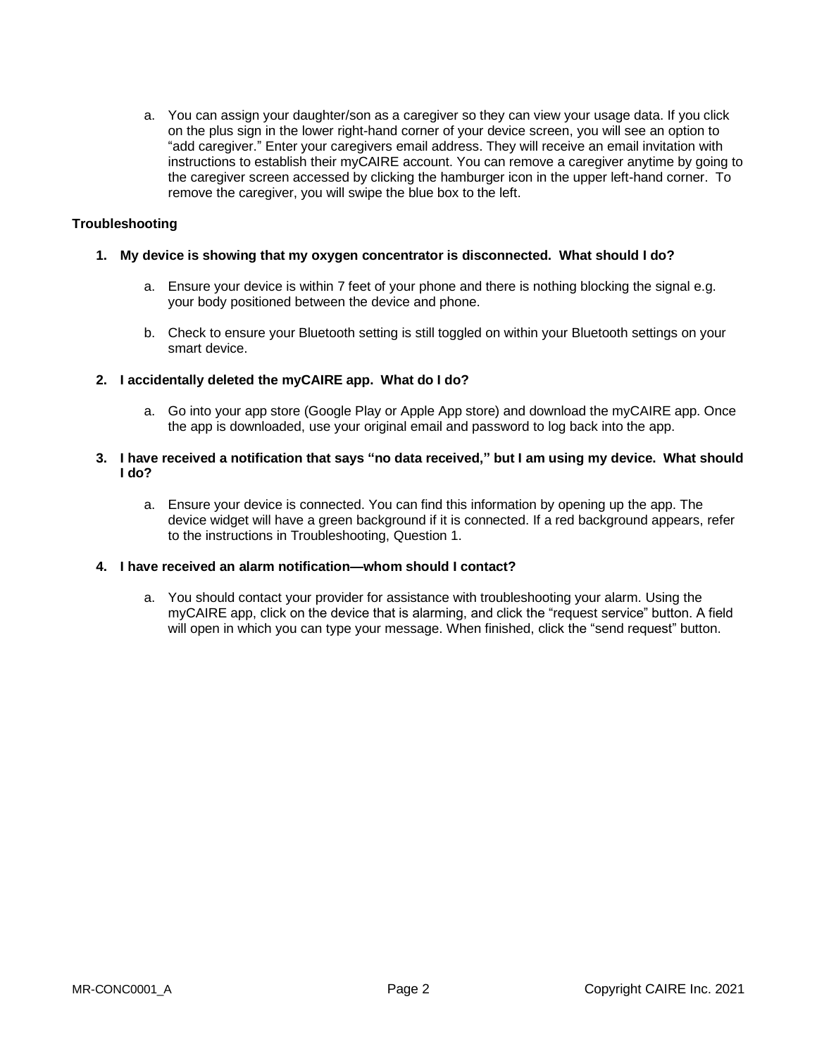a. You can assign your daughter/son as a caregiver so they can view your usage data. If you click on the plus sign in the lower right-hand corner of your device screen, you will see an option to "add caregiver." Enter your caregivers email address. They will receive an email invitation with instructions to establish their myCAIRE account. You can remove a caregiver anytime by going to the caregiver screen accessed by clicking the hamburger icon in the upper left-hand corner. To remove the caregiver, you will swipe the blue box to the left.

**Troubleshooting**

1. **My device is showing that my oxygen concentrator is disconnected. What should I do?**

    a. Ensure your device is within 7 feet of your phone and there is nothing blocking the signal e.g. your body positioned between the device and phone.

    b. Check to ensure your Bluetooth setting is still toggled on within your Bluetooth settings on your smart device.

2. **I accidentally deleted the myCAIRE app. What do I do?**

    a. Go into your app store (Google Play or Apple App store) and download the myCAIRE app. Once the app is downloaded, use your original email and password to log back into the app.

3. **I have received a notification that says "no data received," but I am using my device. What should I do?**

    a. Ensure your device is connected. You can find this information by opening up the app. The device widget will have a green background if it is connected. If a red background appears, refer to the instructions in Troubleshooting, Question 1.

4. **I have received an alarm notification—whom should I contact?**

    a. You should contact your provider for assistance with troubleshooting your alarm. Using the myCAIRE app, click on the device that is alarming, and click the "request service" button. A field will open in which you can type your message. When finished, click the "send request" button.